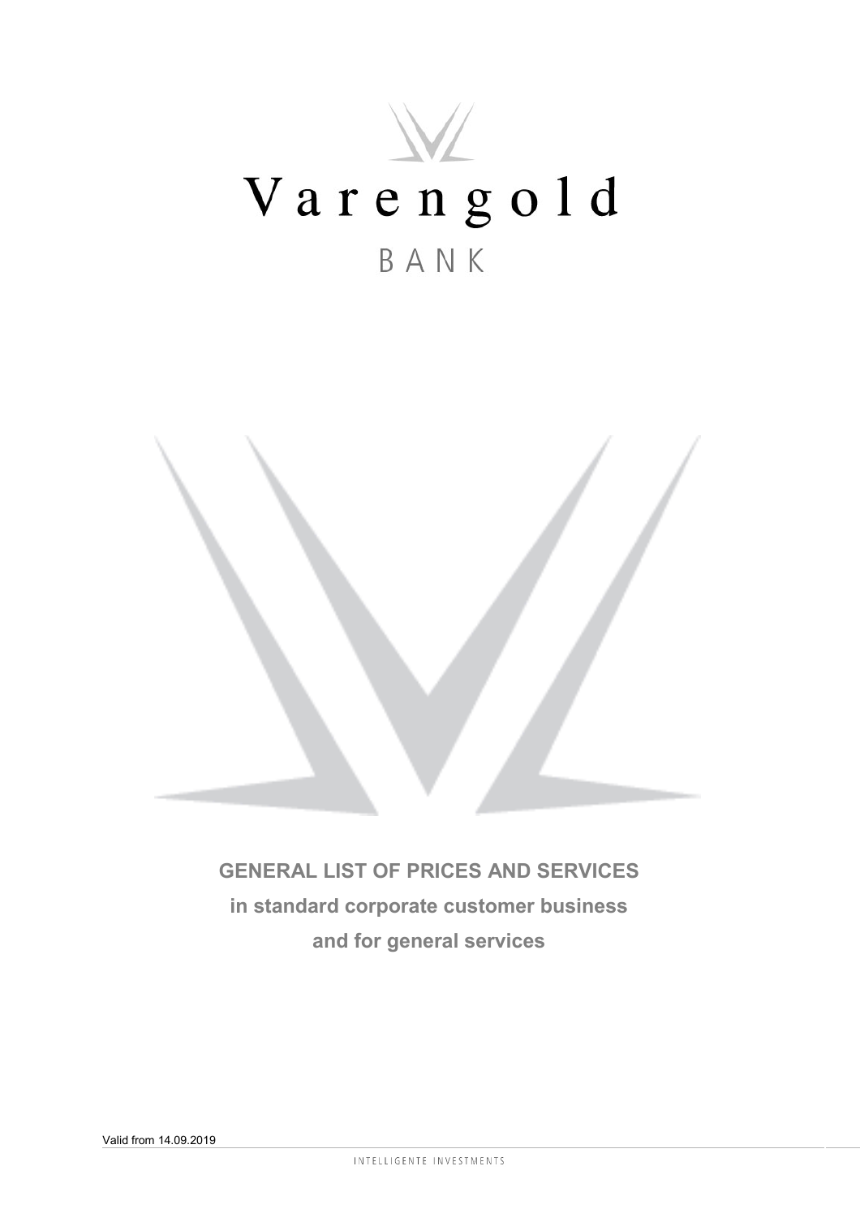# Varengold

BANK

**GENERAL LIST OF PRICES AND SERVICES**

**in standard corporate customer business**

**and for general services**

Valid from 14.09.2019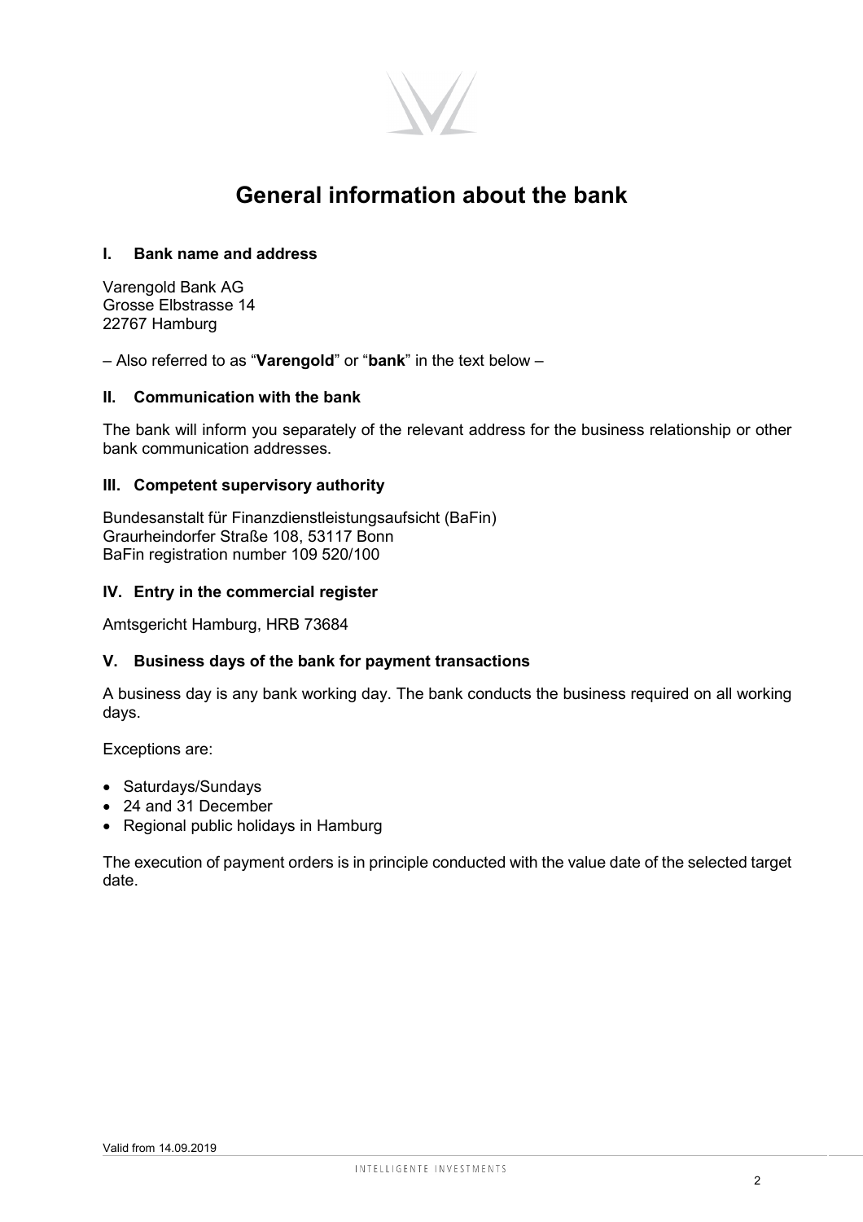# General information about the bank

## I. Bank name and address

Varengold Bank AG
Grosse Elbstrasse 14
22767 Hamburg

– Also referred to as "**Varengold**" or "**bank**" in the text below –

## II. Communication with the bank

The bank will inform you separately of the relevant address for the business relationship or other bank communication addresses.

## III. Competent supervisory authority

Bundesanstalt für Finanzdienstleistungsaufsicht (BaFin)
Graurheindorfer Straße 108, 53117 Bonn
BaFin registration number 109 520/100

## IV. Entry in the commercial register

Amtsgericht Hamburg, HRB 73684

## V. Business days of the bank for payment transactions

A business day is any bank working day. The bank conducts the business required on all working days.

Exceptions are:

- Saturdays/Sundays
- 24 and 31 December
- Regional public holidays in Hamburg

The execution of payment orders is in principle conducted with the value date of the selected target date.

Valid from 14.09.2019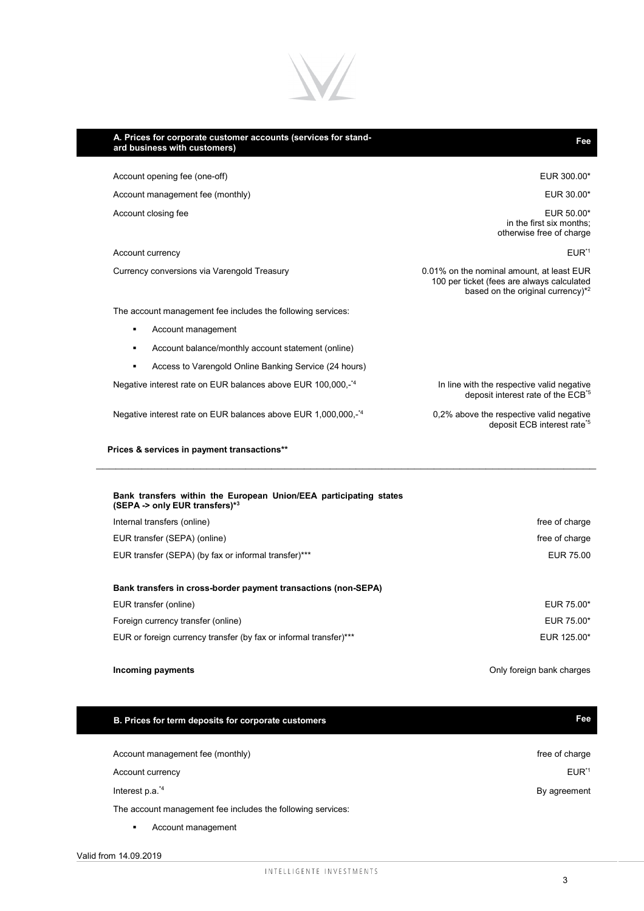| A. Prices for corporate customer accounts (services for standard business with customers) | Fee |
|---|---|
| Account opening fee (one-off) | EUR 300.00* |
| Account management fee (monthly) | EUR 30.00* |
| Account closing fee | EUR 50.00* in the first six months; otherwise free of charge |
| Account currency | EUR*[1] |
| Currency conversions via Varengold Treasury | 0.01% on the nominal amount, at least EUR 100 per ticket (fees are always calculated based on the original currency)*[2] |

The account management fee includes the following services:

- Account management
- Account balance/monthly account statement (online)
- Access to Varengold Online Banking Service (24 hours)

| | |
|---|---|
| Negative interest rate on EUR balances above EUR 100,000,-*[4] | In line with the respective valid negative deposit interest rate of the ECB*[5] |
| Negative interest rate on EUR balances above EUR 1,000,000,-*[4] | 0,2% above the respective valid negative deposit ECB interest rate*[5] |

**Prices & services in payment transactions****

**Bank transfers within the European Union/EEA participating states (SEPA -> only EUR transfers)*[3]**

| | |
|---|---|
| Internal transfers (online) | free of charge |
| EUR transfer (SEPA) (online) | free of charge |
| EUR transfer (SEPA) (by fax or informal transfer)*** | EUR 75.00 |

**Bank transfers in cross-border payment transactions (non-SEPA)**

| | |
|---|---|
| EUR transfer (online) | EUR 75.00* |
| Foreign currency transfer (online) | EUR 75.00* |
| EUR or foreign currency transfer (by fax or informal transfer)*** | EUR 125.00* |

| | |
|---|---|
| **Incoming payments** | Only foreign bank charges |

| B. Prices for term deposits for corporate customers | Fee |
|---|---|
| Account management fee (monthly) | free of charge |
| Account currency | EUR*[1] |
| Interest p.a.*[4] | By agreement |

The account management fee includes the following services:

- Account management

Valid from 14.09.2019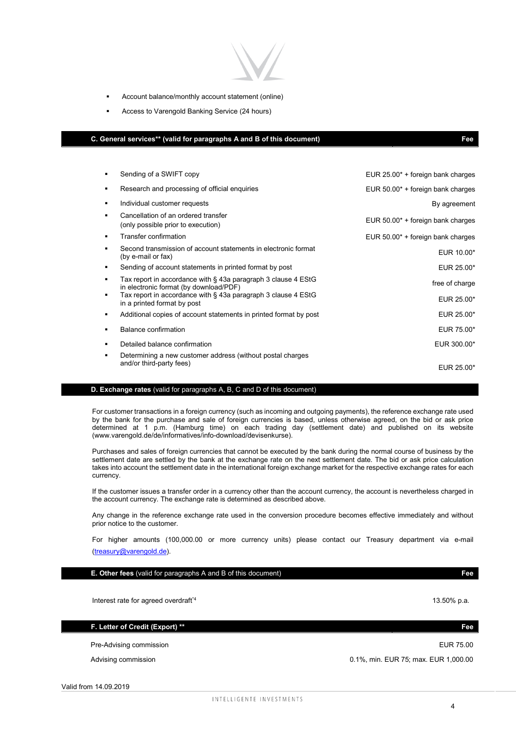- Account balance/monthly account statement (online)
- Access to Varengold Banking Service (24 hours)

| C. General services** (valid for paragraphs A and B of this document) | Fee |
|---|---|
| Sending of a SWIFT copy | EUR 25.00* + foreign bank charges |
| Research and processing of official enquiries | EUR 50.00* + foreign bank charges |
| Individual customer requests | By agreement |
| Cancellation of an ordered transfer (only possible prior to execution) | EUR 50.00* + foreign bank charges |
| Transfer confirmation | EUR 50.00* + foreign bank charges |
| Second transmission of account statements in electronic format (by e-mail or fax) | EUR 10.00* |
| Sending of account statements in printed format by post | EUR 25.00* |
| Tax report in accordance with § 43a paragraph 3 clause 4 EStG in electronic format (by download/PDF) | free of charge |
| Tax report in accordance with § 43a paragraph 3 clause 4 EStG in a printed format by post | EUR 25.00* |
| Additional copies of account statements in printed format by post | EUR 25.00* |
| Balance confirmation | EUR 75.00* |
| Detailed balance confirmation | EUR 300.00* |
| Determining a new customer address (without postal charges and/or third-party fees) | EUR 25.00* |

## D. Exchange rates (valid for paragraphs A, B, C and D of this document)

For customer transactions in a foreign currency (such as incoming and outgoing payments), the reference exchange rate used by the bank for the purchase and sale of foreign currencies is based, unless otherwise agreed, on the bid or ask price determined at 1 p.m. (Hamburg time) on each trading day (settlement date) and published on its website (www.varengold.de/de/informatives/info-download/devisenkurse).

Purchases and sales of foreign currencies that cannot be executed by the bank during the normal course of business by the settlement date are settled by the bank at the exchange rate on the next settlement date. The bid or ask price calculation takes into account the settlement date in the international foreign exchange market for the respective exchange rates for each currency.

If the customer issues a transfer order in a currency other than the account currency, the account is nevertheless charged in the account currency. The exchange rate is determined as described above.

Any change in the reference exchange rate used in the conversion procedure becomes effective immediately and without prior notice to the customer.

For higher amounts (100,000.00 or more currency units) please contact our Treasury department via e-mail (treasury@varengold.de).

| E. Other fees (valid for paragraphs A and B of this document) | Fee |
|---|---|
| Interest rate for agreed overdraft*4 | 13.50% p.a. |

| F. Letter of Credit (Export) ** | Fee |
|---|---|
| Pre-Advising commission | EUR 75.00 |
| Advising commission | 0.1%, min. EUR 75; max. EUR 1,000.00 |

Valid from 14.09.2019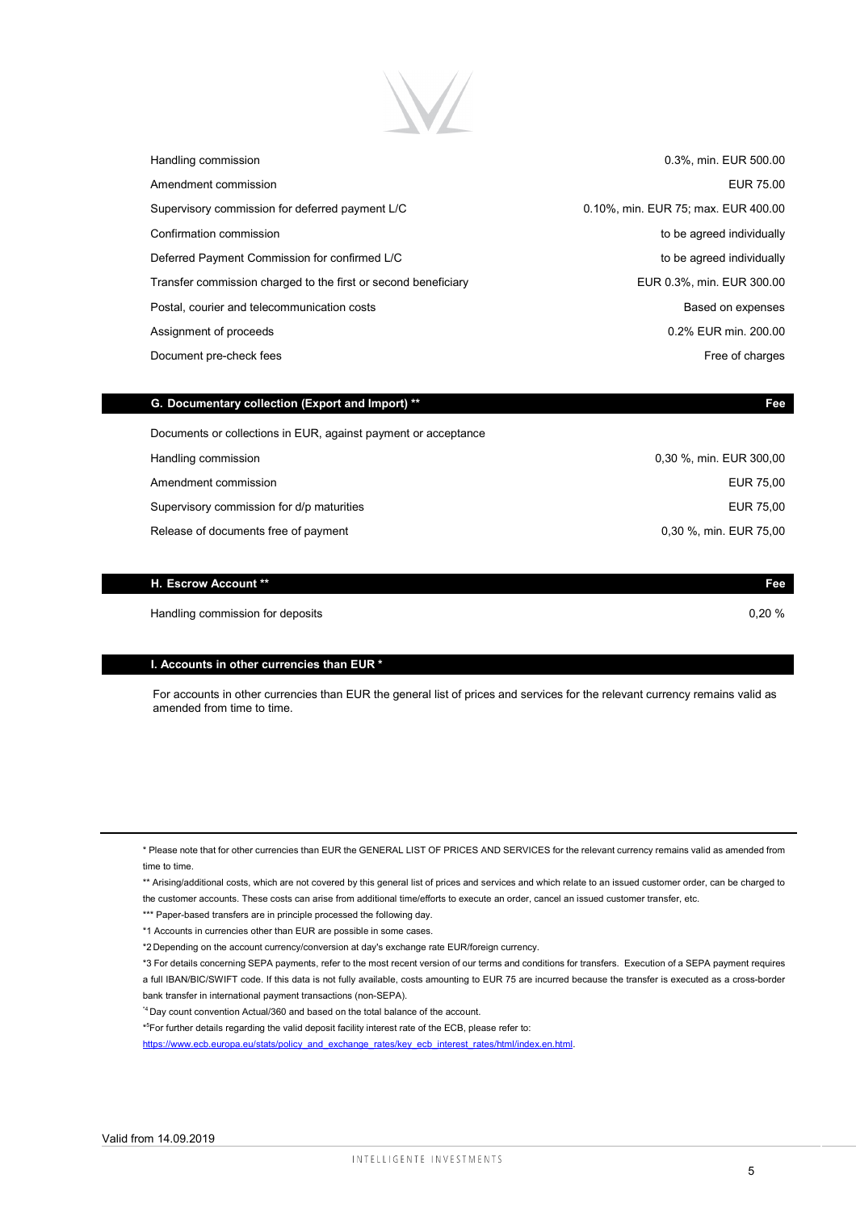| | |
|---|---|
| Handling commission | 0.3%, min. EUR 500.00 |
| Amendment commission | EUR 75.00 |
| Supervisory commission for deferred payment L/C | 0.10%, min. EUR 75; max. EUR 400.00 |
| Confirmation commission | to be agreed individually |
| Deferred Payment Commission for confirmed L/C | to be agreed individually |
| Transfer commission charged to the first or second beneficiary | EUR 0.3%, min. EUR 300.00 |
| Postal, courier and telecommunication costs | Based on expenses |
| Assignment of proceeds | 0.2% EUR min. 200.00 |
| Document pre-check fees | Free of charges |

| G. Documentary collection (Export and Import) ** | Fee |
|---|---|
| Documents or collections in EUR, against payment or acceptance | |
| Handling commission | 0,30 %, min. EUR 300,00 |
| Amendment commission | EUR 75,00 |
| Supervisory commission for d/p maturities | EUR 75,00 |
| Release of documents free of payment | 0,30 %, min. EUR 75,00 |

| H. Escrow Account ** | Fee |
|---|---|
| Handling commission for deposits | 0,20 % |

## I. Accounts in other currencies than EUR *

For accounts in other currencies than EUR the general list of prices and services for the relevant currency remains valid as amended from time to time.

---

* Please note that for other currencies than EUR the GENERAL LIST OF PRICES AND SERVICES for the relevant currency remains valid as amended from time to time.

** Arising/additional costs, which are not covered by this general list of prices and services and which relate to an issued customer order, can be charged to the customer accounts. These costs can arise from additional time/efforts to execute an order, cancel an issued customer transfer, etc.

*** Paper-based transfers are in principle processed the following day.

*1 Accounts in currencies other than EUR are possible in some cases.

*2 Depending on the account currency/conversion at day's exchange rate EUR/foreign currency.

*3 For details concerning SEPA payments, refer to the most recent version of our terms and conditions for transfers. Execution of a SEPA payment requires a full IBAN/BIC/SWIFT code. If this data is not fully available, costs amounting to EUR 75 are incurred because the transfer is executed as a cross-border bank transfer in international payment transactions (non-SEPA).

*4 Day count convention Actual/360 and based on the total balance of the account.

*5 For further details regarding the valid deposit facility interest rate of the ECB, please refer to: https://www.ecb.europa.eu/stats/policy_and_exchange_rates/key_ecb_interest_rates/html/index.en.html.

Valid from 14.09.2019